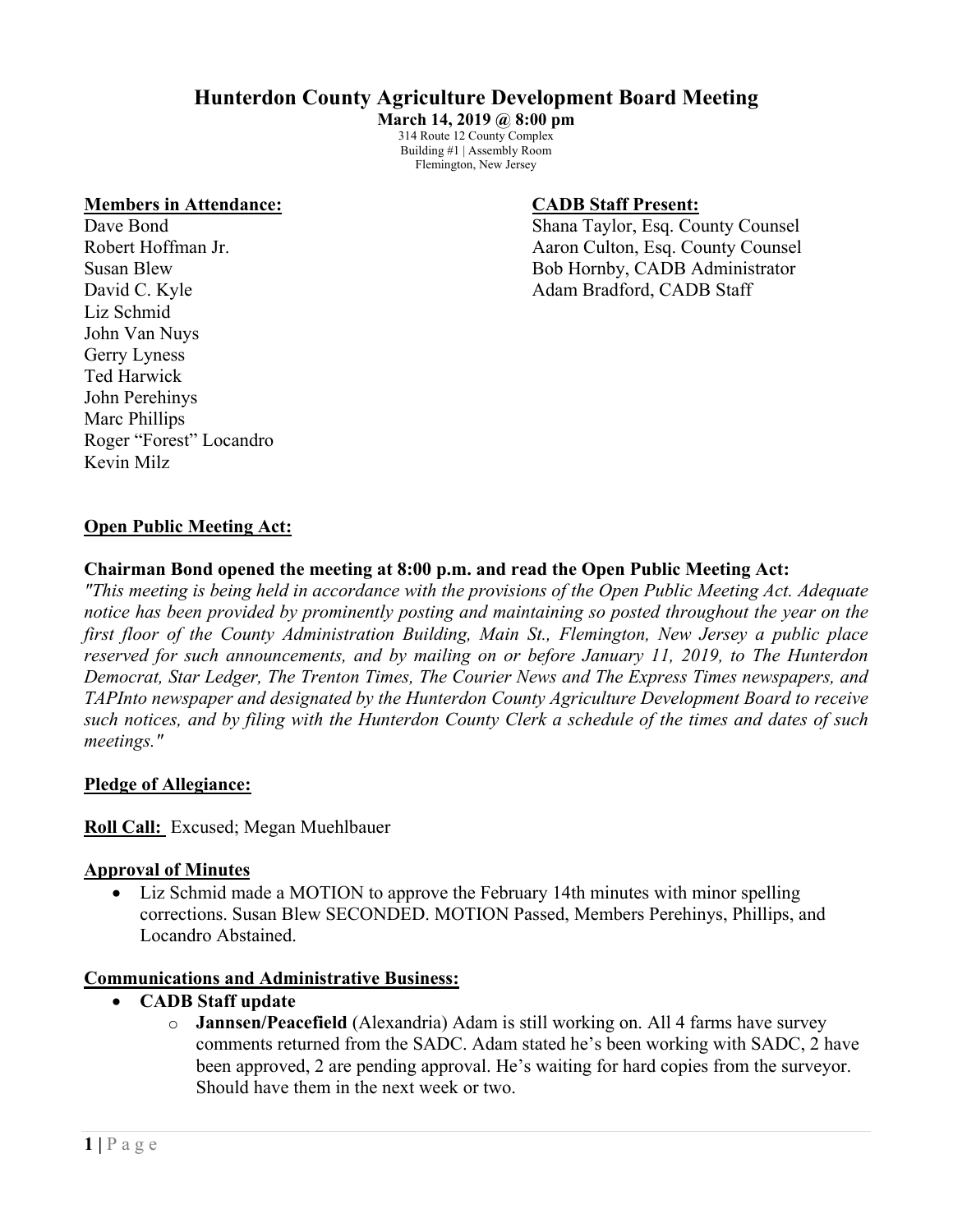# Hunterdon County Agriculture Development Board Meeting

**March 14, 2019 @ 8:00 pm**
314 Route 12 County Complex
Building #1 | Assembly Room
Flemington, New Jersey

**Members in Attendance:**
Dave Bond
Robert Hoffman Jr.
Susan Blew
David C. Kyle
Liz Schmid
John Van Nuys
Gerry Lyness
Ted Harwick
John Perehinys
Marc Phillips
Roger "Forest" Locandro
Kevin Milz

**CADB Staff Present:**
Shana Taylor, Esq. County Counsel
Aaron Culton, Esq. County Counsel
Bob Hornby, CADB Administrator
Adam Bradford, CADB Staff

**Open Public Meeting Act:**

**Chairman Bond opened the meeting at 8:00 p.m. and read the Open Public Meeting Act:**

*"This meeting is being held in accordance with the provisions of the Open Public Meeting Act. Adequate notice has been provided by prominently posting and maintaining so posted throughout the year on the first floor of the County Administration Building, Main St., Flemington, New Jersey a public place reserved for such announcements, and by mailing on or before January 11, 2019, to The Hunterdon Democrat, Star Ledger, The Trenton Times, The Courier News and The Express Times newspapers, and TAPInto newspaper and designated by the Hunterdon County Agriculture Development Board to receive such notices, and by filing with the Hunterdon County Clerk a schedule of the times and dates of such meetings."*

**Pledge of Allegiance:**

**Roll Call:** Excused; Megan Muehlbauer

**Approval of Minutes**

- Liz Schmid made a MOTION to approve the February 14th minutes with minor spelling corrections. Susan Blew SECONDED. MOTION Passed, Members Perehinys, Phillips, and Locandro Abstained.

**Communications and Administrative Business:**

- **CADB Staff update**
  - **Jannsen/Peacefield** (Alexandria) Adam is still working on. All 4 farms have survey comments returned from the SADC. Adam stated he's been working with SADC, 2 have been approved, 2 are pending approval. He's waiting for hard copies from the surveyor. Should have them in the next week or two.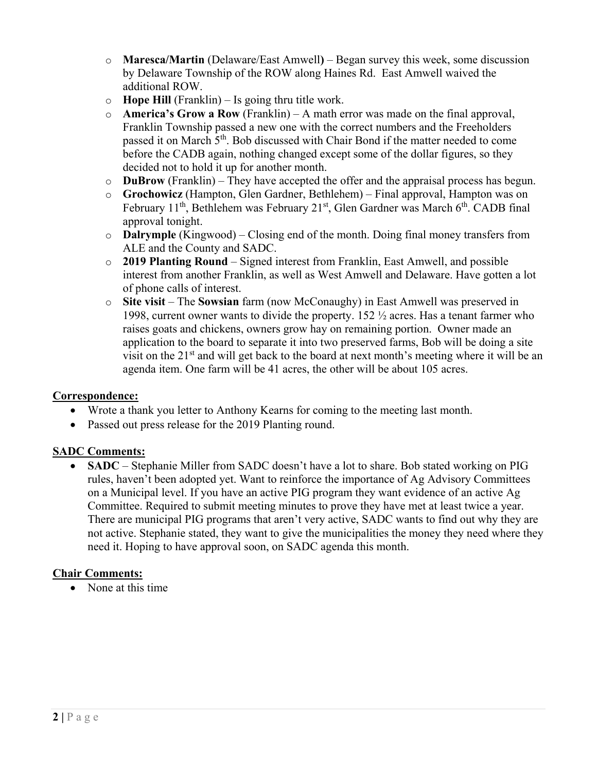- **Maresca/Martin** (Delaware/East Amwell**)** – Began survey this week, some discussion by Delaware Township of the ROW along Haines Rd. East Amwell waived the additional ROW.
- **Hope Hill** (Franklin) – Is going thru title work.
- **America's Grow a Row** (Franklin) – A math error was made on the final approval, Franklin Township passed a new one with the correct numbers and the Freeholders passed it on March 5th. Bob discussed with Chair Bond if the matter needed to come before the CADB again, nothing changed except some of the dollar figures, so they decided not to hold it up for another month.
- **DuBrow** (Franklin) – They have accepted the offer and the appraisal process has begun.
- **Grochowicz** (Hampton, Glen Gardner, Bethlehem) – Final approval, Hampton was on February 11th, Bethlehem was February 21st, Glen Gardner was March 6th. CADB final approval tonight.
- **Dalrymple** (Kingwood) – Closing end of the month. Doing final money transfers from ALE and the County and SADC.
- **2019 Planting Round** – Signed interest from Franklin, East Amwell, and possible interest from another Franklin, as well as West Amwell and Delaware. Have gotten a lot of phone calls of interest.
- **Site visit** – The **Sowsian** farm (now McConaughy) in East Amwell was preserved in 1998, current owner wants to divide the property. 152 ½ acres. Has a tenant farmer who raises goats and chickens, owners grow hay on remaining portion. Owner made an application to the board to separate it into two preserved farms, Bob will be doing a site visit on the 21st and will get back to the board at next month's meeting where it will be an agenda item. One farm will be 41 acres, the other will be about 105 acres.

**Correspondence:**

- Wrote a thank you letter to Anthony Kearns for coming to the meeting last month.
- Passed out press release for the 2019 Planting round.

**SADC Comments:**

- **SADC** – Stephanie Miller from SADC doesn't have a lot to share. Bob stated working on PIG rules, haven't been adopted yet. Want to reinforce the importance of Ag Advisory Committees on a Municipal level. If you have an active PIG program they want evidence of an active Ag Committee. Required to submit meeting minutes to prove they have met at least twice a year. There are municipal PIG programs that aren't very active, SADC wants to find out why they are not active. Stephanie stated, they want to give the municipalities the money they need where they need it. Hoping to have approval soon, on SADC agenda this month.

**Chair Comments:**

- None at this time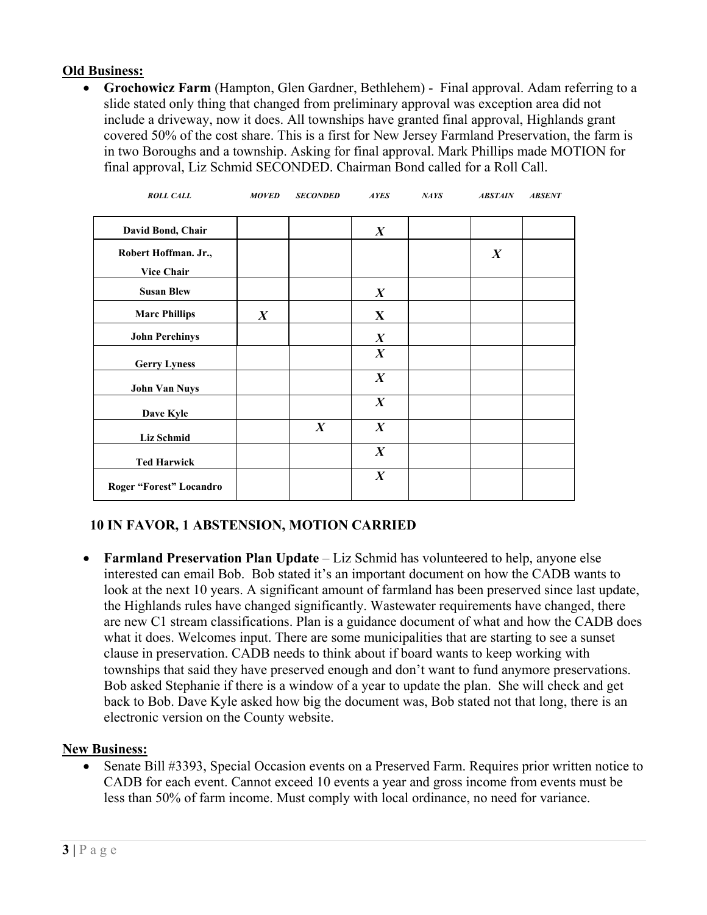**Old Business:**

- **Grochowicz Farm** (Hampton, Glen Gardner, Bethlehem) - Final approval. Adam referring to a slide stated only thing that changed from preliminary approval was exception area did not include a driveway, now it does. All townships have granted final approval, Highlands grant covered 50% of the cost share. This is a first for New Jersey Farmland Preservation, the farm is in two Boroughs and a township. Asking for final approval. Mark Phillips made MOTION for final approval, Liz Schmid SECONDED. Chairman Bond called for a Roll Call.

| ROLL CALL | MOVED | SECONDED | AYES | NAYS | ABSTAIN | ABSENT |
|---|---|---|---|---|---|---|
| David Bond, Chair | | | X | | | |
| Robert Hoffman. Jr., Vice Chair | | | | | X | |
| Susan Blew | | | X | | | |
| Marc Phillips | X | | X | | | |
| John Perehinys | | | X | | | |
| Gerry Lyness | | | X | | | |
| John Van Nuys | | | X | | | |
| Dave Kyle | | | X | | | |
| Liz Schmid | | X | X | | | |
| Ted Harwick | | | X | | | |
| Roger "Forest" Locandro | | | X | | | |

**10 IN FAVOR, 1 ABSTENSION, MOTION CARRIED**

- **Farmland Preservation Plan Update** – Liz Schmid has volunteered to help, anyone else interested can email Bob. Bob stated it's an important document on how the CADB wants to look at the next 10 years. A significant amount of farmland has been preserved since last update, the Highlands rules have changed significantly. Wastewater requirements have changed, there are new C1 stream classifications. Plan is a guidance document of what and how the CADB does what it does. Welcomes input. There are some municipalities that are starting to see a sunset clause in preservation. CADB needs to think about if board wants to keep working with townships that said they have preserved enough and don't want to fund anymore preservations. Bob asked Stephanie if there is a window of a year to update the plan. She will check and get back to Bob. Dave Kyle asked how big the document was, Bob stated not that long, there is an electronic version on the County website.

**New Business:**

- Senate Bill #3393, Special Occasion events on a Preserved Farm. Requires prior written notice to CADB for each event. Cannot exceed 10 events a year and gross income from events must be less than 50% of farm income. Must comply with local ordinance, no need for variance.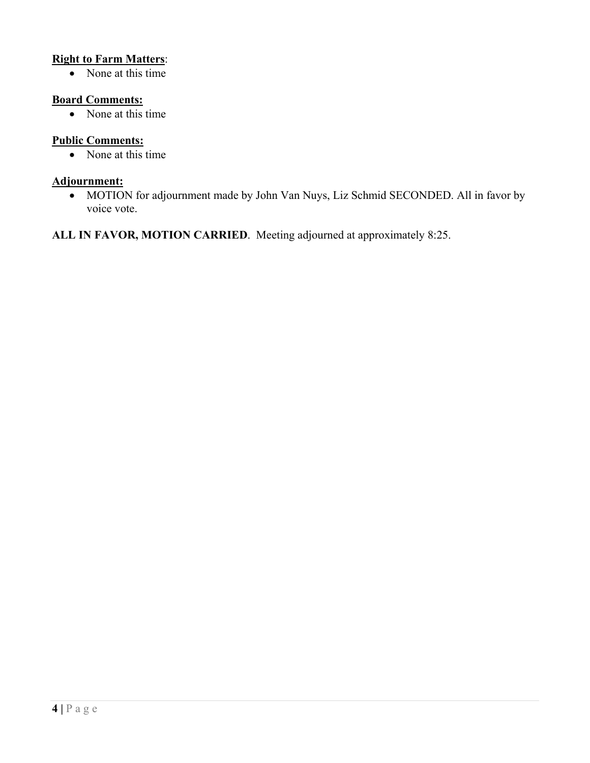**Right to Farm Matters**:

- None at this time

**Board Comments:**

- None at this time

**Public Comments:**

- None at this time

**Adjournment:**

- MOTION for adjournment made by John Van Nuys, Liz Schmid SECONDED. All in favor by voice vote.

**ALL IN FAVOR, MOTION CARRIED**. Meeting adjourned at approximately 8:25.